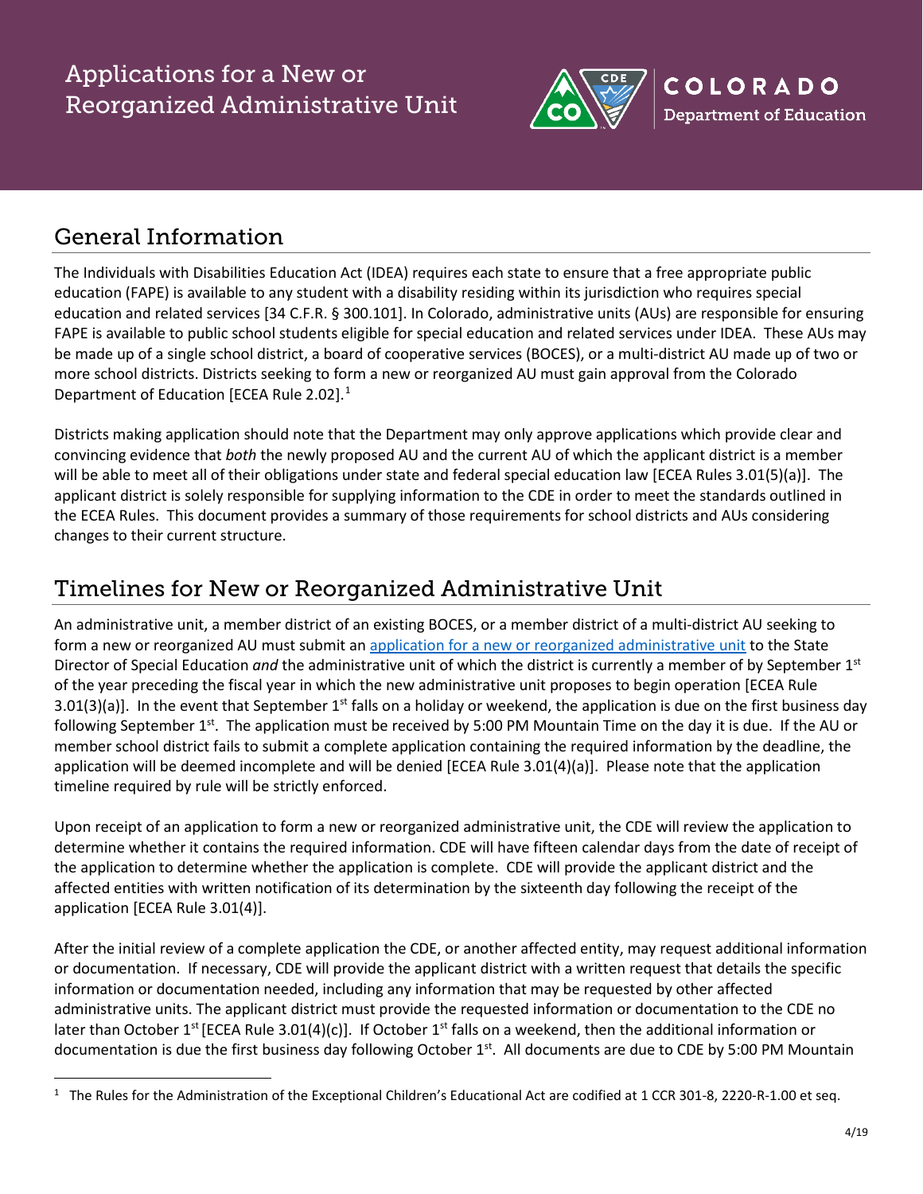# Applications for a New or Reorganized Administrative Unit

COLORADO Department of Education

## General Information

The Individuals with Disabilities Education Act (IDEA) requires each state to ensure that a free appropriate public education (FAPE) is available to any student with a disability residing within its jurisdiction who requires special education and related services [34 C.F.R. § 300.101]. In Colorado, administrative units (AUs) are responsible for ensuring FAPE is available to public school students eligible for special education and related services under IDEA. These AUs may be made up of a single school district, a board of cooperative services (BOCES), or a multi-district AU made up of two or more school districts. Districts seeking to form a new or reorganized AU must gain approval from the Colorado Department of Education [ECEA Rule 2.02].[1]

Districts making application should note that the Department may only approve applications which provide clear and convincing evidence that *both* the newly proposed AU and the current AU of which the applicant district is a member will be able to meet all of their obligations under state and federal special education law [ECEA Rules 3.01(5)(a)]. The applicant district is solely responsible for supplying information to the CDE in order to meet the standards outlined in the ECEA Rules. This document provides a summary of those requirements for school districts and AUs considering changes to their current structure.

## Timelines for New or Reorganized Administrative Unit

An administrative unit, a member district of an existing BOCES, or a member district of a multi-district AU seeking to form a new or reorganized AU must submit an application for a new or reorganized administrative unit to the State Director of Special Education *and* the administrative unit of which the district is currently a member of by September 1st of the year preceding the fiscal year in which the new administrative unit proposes to begin operation [ECEA Rule 3.01(3)(a)]. In the event that September 1st falls on a holiday or weekend, the application is due on the first business day following September 1st. The application must be received by 5:00 PM Mountain Time on the day it is due. If the AU or member school district fails to submit a complete application containing the required information by the deadline, the application will be deemed incomplete and will be denied [ECEA Rule 3.01(4)(a)]. Please note that the application timeline required by rule will be strictly enforced.

Upon receipt of an application to form a new or reorganized administrative unit, the CDE will review the application to determine whether it contains the required information. CDE will have fifteen calendar days from the date of receipt of the application to determine whether the application is complete. CDE will provide the applicant district and the affected entities with written notification of its determination by the sixteenth day following the receipt of the application [ECEA Rule 3.01(4)].

After the initial review of a complete application the CDE, or another affected entity, may request additional information or documentation. If necessary, CDE will provide the applicant district with a written request that details the specific information or documentation needed, including any information that may be requested by other affected administrative units. The applicant district must provide the requested information or documentation to the CDE no later than October 1st [ECEA Rule 3.01(4)(c)]. If October 1st falls on a weekend, then the additional information or documentation is due the first business day following October 1st. All documents are due to CDE by 5:00 PM Mountain

[1] The Rules for the Administration of the Exceptional Children's Educational Act are codified at 1 CCR 301-8, 2220-R-1.00 et seq.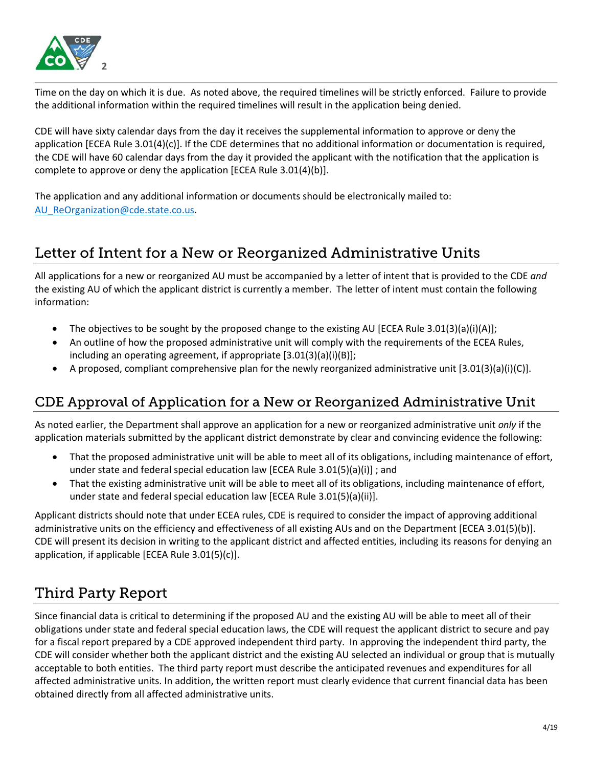Time on the day on which it is due. As noted above, the required timelines will be strictly enforced. Failure to provide the additional information within the required timelines will result in the application being denied.

CDE will have sixty calendar days from the day it receives the supplemental information to approve or deny the application [ECEA Rule 3.01(4)(c)]. If the CDE determines that no additional information or documentation is required, the CDE will have 60 calendar days from the day it provided the applicant with the notification that the application is complete to approve or deny the application [ECEA Rule 3.01(4)(b)].

The application and any additional information or documents should be electronically mailed to: AU_ReOrganization@cde.state.co.us.

## Letter of Intent for a New or Reorganized Administrative Units

All applications for a new or reorganized AU must be accompanied by a letter of intent that is provided to the CDE *and* the existing AU of which the applicant district is currently a member. The letter of intent must contain the following information:

- The objectives to be sought by the proposed change to the existing AU [ECEA Rule 3.01(3)(a)(i)(A)];
- An outline of how the proposed administrative unit will comply with the requirements of the ECEA Rules, including an operating agreement, if appropriate [3.01(3)(a)(i)(B)];
- A proposed, compliant comprehensive plan for the newly reorganized administrative unit [3.01(3)(a)(i)(C)].

## CDE Approval of Application for a New or Reorganized Administrative Unit

As noted earlier, the Department shall approve an application for a new or reorganized administrative unit *only* if the application materials submitted by the applicant district demonstrate by clear and convincing evidence the following:

- That the proposed administrative unit will be able to meet all of its obligations, including maintenance of effort, under state and federal special education law [ECEA Rule 3.01(5)(a)(i)] ; and
- That the existing administrative unit will be able to meet all of its obligations, including maintenance of effort, under state and federal special education law [ECEA Rule 3.01(5)(a)(ii)].

Applicant districts should note that under ECEA rules, CDE is required to consider the impact of approving additional administrative units on the efficiency and effectiveness of all existing AUs and on the Department [ECEA 3.01(5)(b)]. CDE will present its decision in writing to the applicant district and affected entities, including its reasons for denying an application, if applicable [ECEA Rule 3.01(5)(c)].

## Third Party Report

Since financial data is critical to determining if the proposed AU and the existing AU will be able to meet all of their obligations under state and federal special education laws, the CDE will request the applicant district to secure and pay for a fiscal report prepared by a CDE approved independent third party. In approving the independent third party, the CDE will consider whether both the applicant district and the existing AU selected an individual or group that is mutually acceptable to both entities. The third party report must describe the anticipated revenues and expenditures for all affected administrative units. In addition, the written report must clearly evidence that current financial data has been obtained directly from all affected administrative units.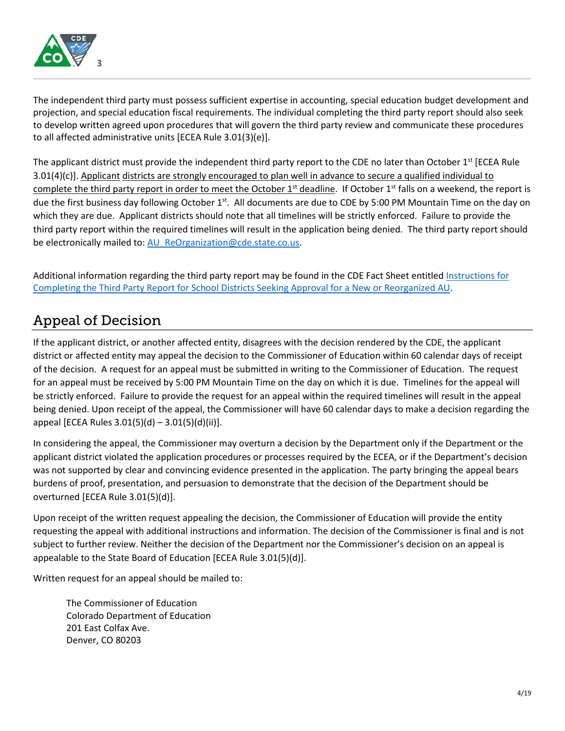The independent third party must possess sufficient expertise in accounting, special education budget development and projection, and special education fiscal requirements. The individual completing the third party report should also seek to develop written agreed upon procedures that will govern the third party review and communicate these procedures to all affected administrative units [ECEA Rule 3.01(3)(e)].

The applicant district must provide the independent third party report to the CDE no later than October 1st [ECEA Rule 3.01(4)(c)]. Applicant districts are strongly encouraged to plan well in advance to secure a qualified individual to complete the third party report in order to meet the October 1st deadline. If October 1st falls on a weekend, the report is due the first business day following October 1st. All documents are due to CDE by 5:00 PM Mountain Time on the day on which they are due. Applicant districts should note that all timelines will be strictly enforced. Failure to provide the third party report within the required timelines will result in the application being denied. The third party report should be electronically mailed to: AU_ReOrganization@cde.state.co.us.

Additional information regarding the third party report may be found in the CDE Fact Sheet entitled Instructions for Completing the Third Party Report for School Districts Seeking Approval for a New or Reorganized AU.

## Appeal of Decision

If the applicant district, or another affected entity, disagrees with the decision rendered by the CDE, the applicant district or affected entity may appeal the decision to the Commissioner of Education within 60 calendar days of receipt of the decision. A request for an appeal must be submitted in writing to the Commissioner of Education. The request for an appeal must be received by 5:00 PM Mountain Time on the day on which it is due. Timelines for the appeal will be strictly enforced. Failure to provide the request for an appeal within the required timelines will result in the appeal being denied. Upon receipt of the appeal, the Commissioner will have 60 calendar days to make a decision regarding the appeal [ECEA Rules 3.01(5)(d) – 3.01(5)(d)(ii)].

In considering the appeal, the Commissioner may overturn a decision by the Department only if the Department or the applicant district violated the application procedures or processes required by the ECEA, or if the Department's decision was not supported by clear and convincing evidence presented in the application. The party bringing the appeal bears burdens of proof, presentation, and persuasion to demonstrate that the decision of the Department should be overturned [ECEA Rule 3.01(5)(d)].

Upon receipt of the written request appealing the decision, the Commissioner of Education will provide the entity requesting the appeal with additional instructions and information. The decision of the Commissioner is final and is not subject to further review. Neither the decision of the Department nor the Commissioner's decision on an appeal is appealable to the State Board of Education [ECEA Rule 3.01(5)(d)].

Written request for an appeal should be mailed to:

The Commissioner of Education
Colorado Department of Education
201 East Colfax Ave.
Denver, CO 80203

4/19